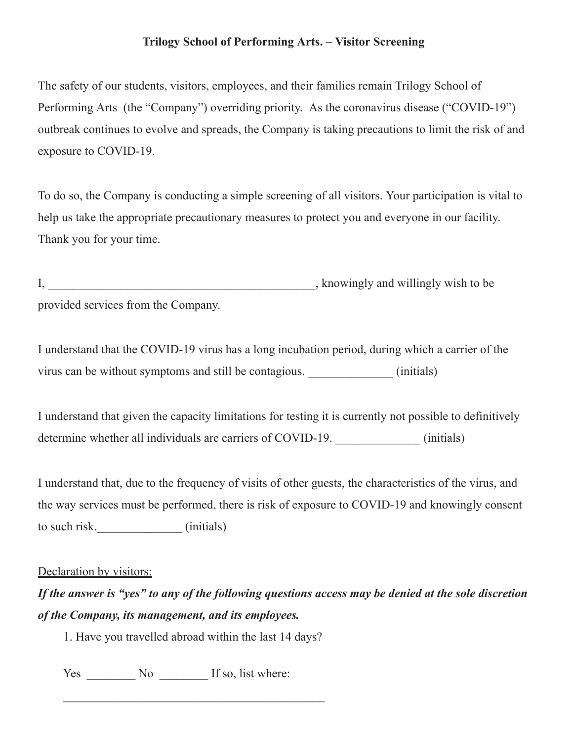**Trilogy School of Performing Arts. – Visitor Screening**

The safety of our students, visitors, employees, and their families remain Trilogy School of Performing Arts (the "Company") overriding priority. As the coronavirus disease ("COVID-19") outbreak continues to evolve and spreads, the Company is taking precautions to limit the risk of and exposure to COVID-19.

To do so, the Company is conducting a simple screening of all visitors. Your participation is vital to help us take the appropriate precautionary measures to protect you and everyone in our facility. Thank you for your time.

I, ____________________________________________, knowingly and willingly wish to be provided services from the Company.

I understand that the COVID-19 virus has a long incubation period, during which a carrier of the virus can be without symptoms and still be contagious. ______________ (initials)

I understand that given the capacity limitations for testing it is currently not possible to definitively determine whether all individuals are carriers of COVID-19. ______________ (initials)

I understand that, due to the frequency of visits of other guests, the characteristics of the virus, and the way services must be performed, there is risk of exposure to COVID-19 and knowingly consent to such risk.______________ (initials)

<u>Declaration by visitors:</u>

***If the answer is "yes" to any of the following questions access may be denied at the sole discretion of the Company, its management, and its employees.***

1. Have you travelled abroad within the last 14 days?

   Yes ________ No ________ If so, list where:

   ____________________________________________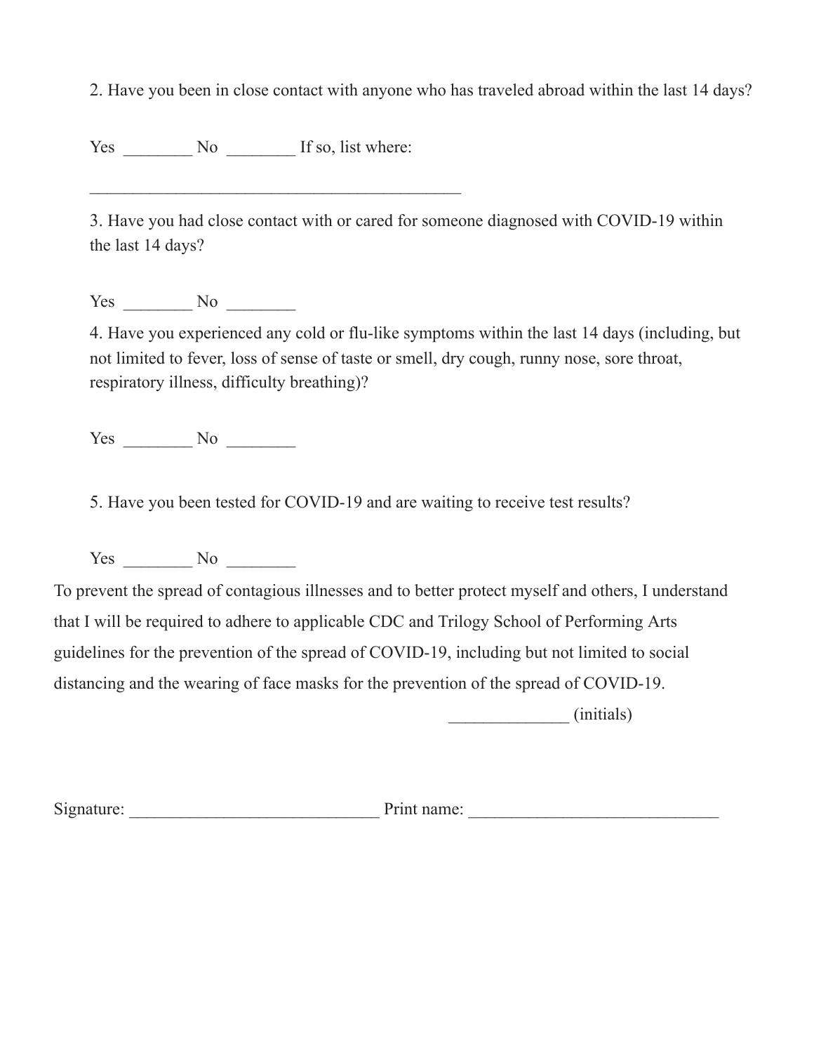2. Have you been in close contact with anyone who has traveled abroad within the last 14 days?

Yes ________ No ________ If so, list where:

____________________________________________

3. Have you had close contact with or cared for someone diagnosed with COVID-19 within the last 14 days?

Yes ________ No ________

4. Have you experienced any cold or flu-like symptoms within the last 14 days (including, but not limited to fever, loss of sense of taste or smell, dry cough, runny nose, sore throat, respiratory illness, difficulty breathing)?

Yes ________ No ________

5. Have you been tested for COVID-19 and are waiting to receive test results?

Yes ________ No ________

To prevent the spread of contagious illnesses and to better protect myself and others, I understand that I will be required to adhere to applicable CDC and Trilogy School of Performing Arts guidelines for the prevention of the spread of COVID-19, including but not limited to social distancing and the wearing of face masks for the prevention of the spread of COVID-19.

______________ (initials)

Signature: _____________________________ Print name: _____________________________